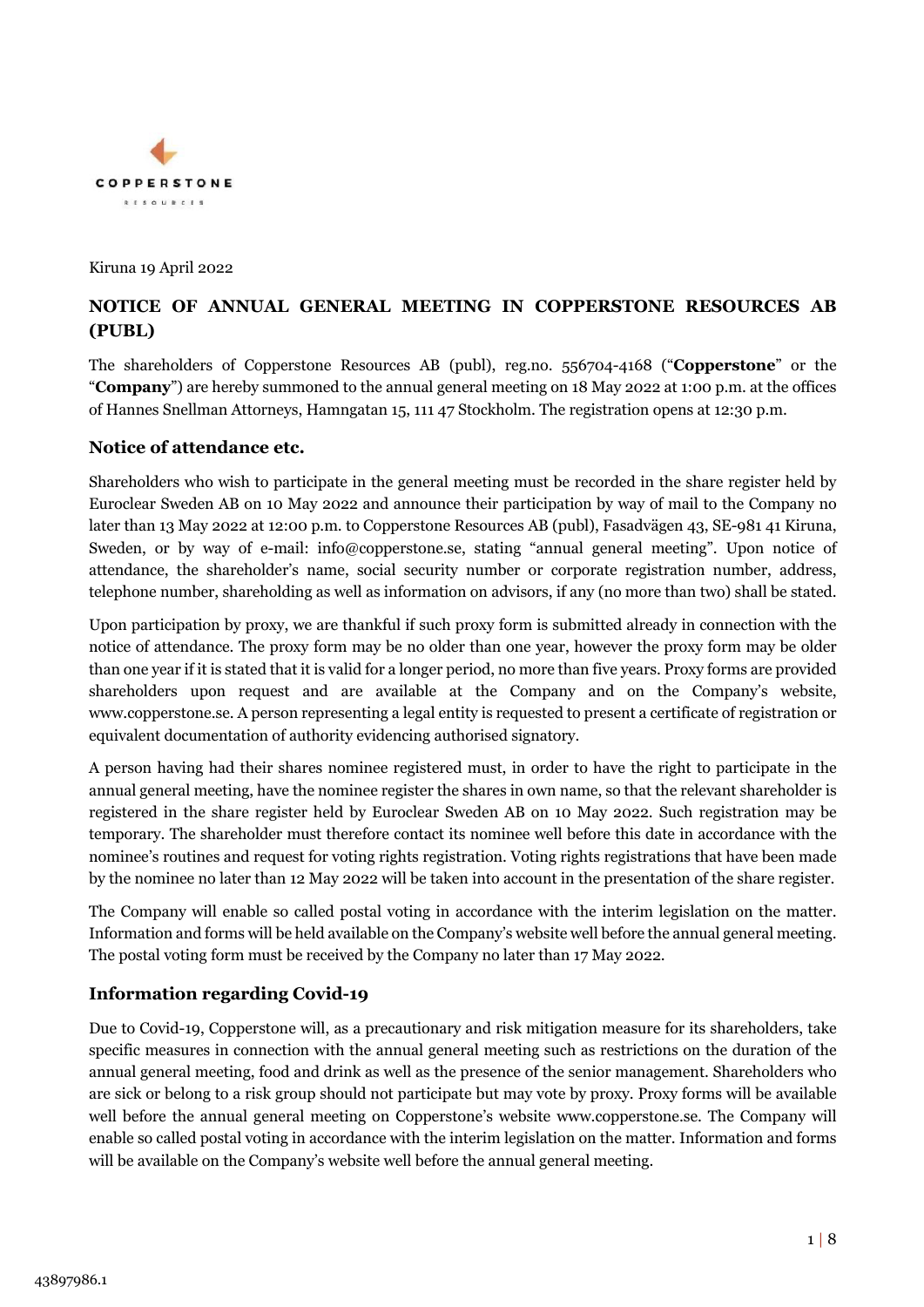COPPERSTONE

RESOURCES

Kiruna 19 April 2022

# NOTICE OF ANNUAL GENERAL MEETING IN COPPERSTONE RESOURCES AB (PUBL)

The shareholders of Copperstone Resources AB (publ), reg.no. 556704-4168 ("**Copperstone**" or the "**Company**") are hereby summoned to the annual general meeting on 18 May 2022 at 1:00 p.m. at the offices of Hannes Snellman Attorneys, Hamngatan 15, 111 47 Stockholm. The registration opens at 12:30 p.m.

## Notice of attendance etc.

Shareholders who wish to participate in the general meeting must be recorded in the share register held by Euroclear Sweden AB on 10 May 2022 and announce their participation by way of mail to the Company no later than 13 May 2022 at 12:00 p.m. to Copperstone Resources AB (publ), Fasadvägen 43, SE-981 41 Kiruna, Sweden, or by way of e-mail: info@copperstone.se, stating "annual general meeting". Upon notice of attendance, the shareholder's name, social security number or corporate registration number, address, telephone number, shareholding as well as information on advisors, if any (no more than two) shall be stated.

Upon participation by proxy, we are thankful if such proxy form is submitted already in connection with the notice of attendance. The proxy form may be no older than one year, however the proxy form may be older than one year if it is stated that it is valid for a longer period, no more than five years. Proxy forms are provided shareholders upon request and are available at the Company and on the Company's website, www.copperstone.se. A person representing a legal entity is requested to present a certificate of registration or equivalent documentation of authority evidencing authorised signatory.

A person having had their shares nominee registered must, in order to have the right to participate in the annual general meeting, have the nominee register the shares in own name, so that the relevant shareholder is registered in the share register held by Euroclear Sweden AB on 10 May 2022. Such registration may be temporary. The shareholder must therefore contact its nominee well before this date in accordance with the nominee's routines and request for voting rights registration. Voting rights registrations that have been made by the nominee no later than 12 May 2022 will be taken into account in the presentation of the share register.

The Company will enable so called postal voting in accordance with the interim legislation on the matter. Information and forms will be held available on the Company's website well before the annual general meeting. The postal voting form must be received by the Company no later than 17 May 2022.

## Information regarding Covid-19

Due to Covid-19, Copperstone will, as a precautionary and risk mitigation measure for its shareholders, take specific measures in connection with the annual general meeting such as restrictions on the duration of the annual general meeting, food and drink as well as the presence of the senior management. Shareholders who are sick or belong to a risk group should not participate but may vote by proxy. Proxy forms will be available well before the annual general meeting on Copperstone's website www.copperstone.se. The Company will enable so called postal voting in accordance with the interim legislation on the matter. Information and forms will be available on the Company's website well before the annual general meeting.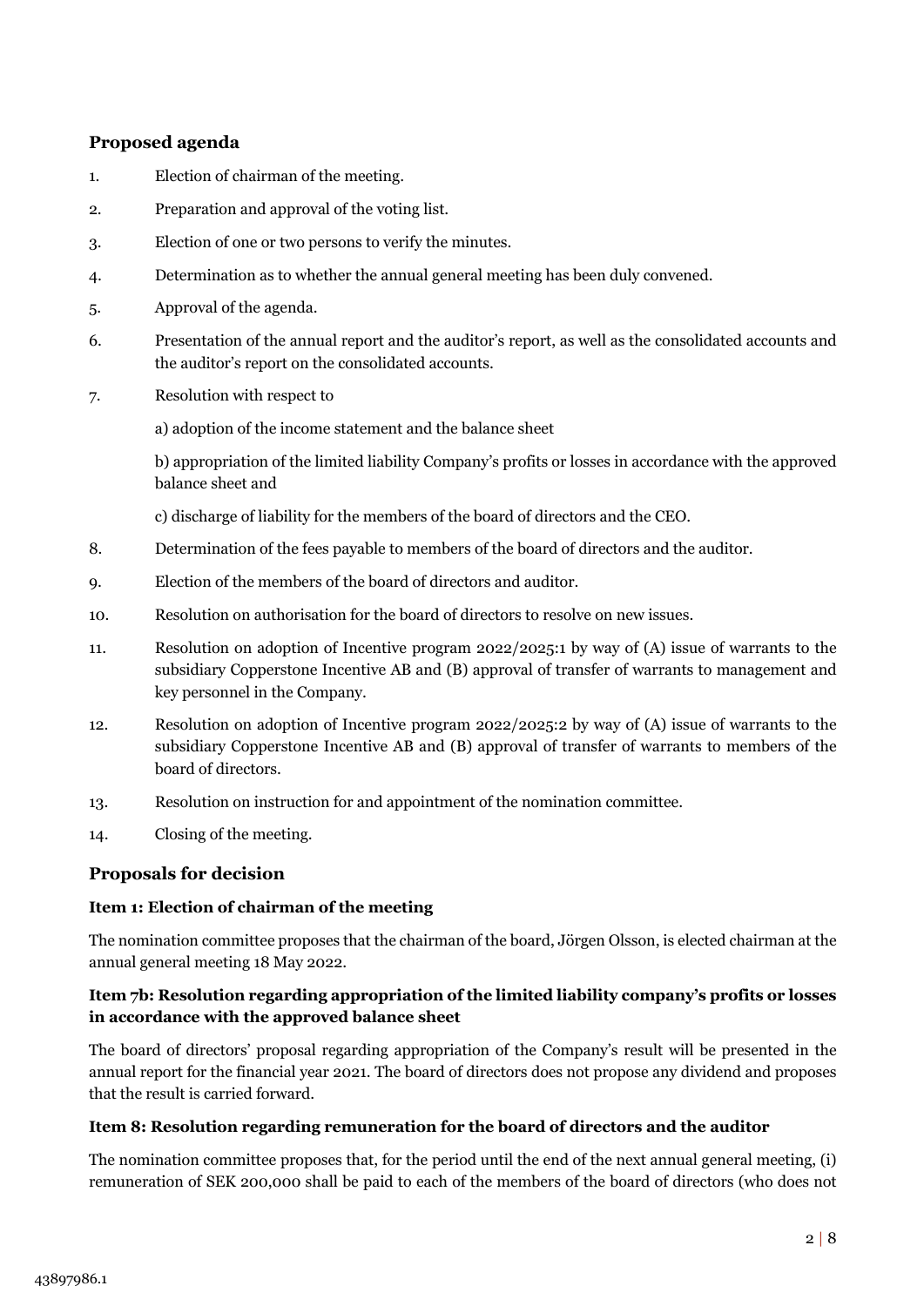## Proposed agenda

1. Election of chairman of the meeting.
2. Preparation and approval of the voting list.
3. Election of one or two persons to verify the minutes.
4. Determination as to whether the annual general meeting has been duly convened.
5. Approval of the agenda.
6. Presentation of the annual report and the auditor's report, as well as the consolidated accounts and the auditor's report on the consolidated accounts.
7. Resolution with respect to

   a) adoption of the income statement and the balance sheet

   b) appropriation of the limited liability Company's profits or losses in accordance with the approved balance sheet and

   c) discharge of liability for the members of the board of directors and the CEO.
8. Determination of the fees payable to members of the board of directors and the auditor.
9. Election of the members of the board of directors and auditor.
10. Resolution on authorisation for the board of directors to resolve on new issues.
11. Resolution on adoption of Incentive program 2022/2025:1 by way of (A) issue of warrants to the subsidiary Copperstone Incentive AB and (B) approval of transfer of warrants to management and key personnel in the Company.
12. Resolution on adoption of Incentive program 2022/2025:2 by way of (A) issue of warrants to the subsidiary Copperstone Incentive AB and (B) approval of transfer of warrants to members of the board of directors.
13. Resolution on instruction for and appointment of the nomination committee.
14. Closing of the meeting.

## Proposals for decision

### Item 1: Election of chairman of the meeting

The nomination committee proposes that the chairman of the board, Jörgen Olsson, is elected chairman at the annual general meeting 18 May 2022.

### Item 7b: Resolution regarding appropriation of the limited liability company's profits or losses in accordance with the approved balance sheet

The board of directors' proposal regarding appropriation of the Company's result will be presented in the annual report for the financial year 2021. The board of directors does not propose any dividend and proposes that the result is carried forward.

### Item 8: Resolution regarding remuneration for the board of directors and the auditor

The nomination committee proposes that, for the period until the end of the next annual general meeting, (i) remuneration of SEK 200,000 shall be paid to each of the members of the board of directors (who does not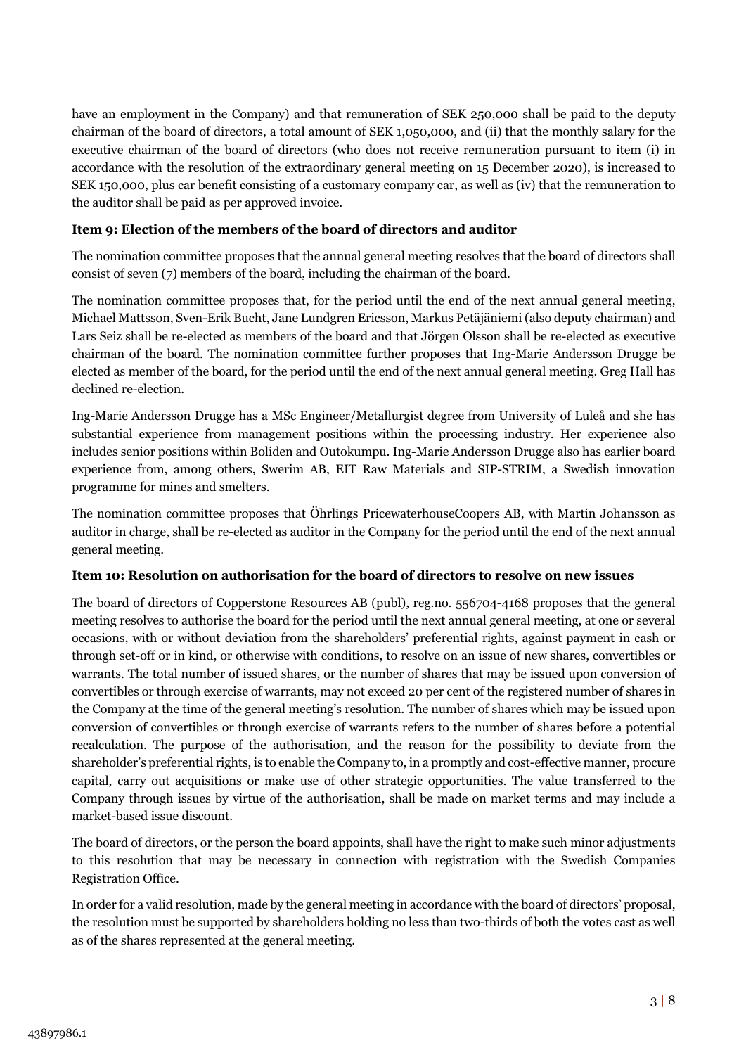have an employment in the Company) and that remuneration of SEK 250,000 shall be paid to the deputy chairman of the board of directors, a total amount of SEK 1,050,000, and (ii) that the monthly salary for the executive chairman of the board of directors (who does not receive remuneration pursuant to item (i) in accordance with the resolution of the extraordinary general meeting on 15 December 2020), is increased to SEK 150,000, plus car benefit consisting of a customary company car, as well as (iv) that the remuneration to the auditor shall be paid as per approved invoice.

**Item 9: Election of the members of the board of directors and auditor**

The nomination committee proposes that the annual general meeting resolves that the board of directors shall consist of seven (7) members of the board, including the chairman of the board.

The nomination committee proposes that, for the period until the end of the next annual general meeting, Michael Mattsson, Sven-Erik Bucht, Jane Lundgren Ericsson, Markus Petäjäniemi (also deputy chairman) and Lars Seiz shall be re-elected as members of the board and that Jörgen Olsson shall be re-elected as executive chairman of the board. The nomination committee further proposes that Ing-Marie Andersson Drugge be elected as member of the board, for the period until the end of the next annual general meeting. Greg Hall has declined re-election.

Ing-Marie Andersson Drugge has a MSc Engineer/Metallurgist degree from University of Luleå and she has substantial experience from management positions within the processing industry. Her experience also includes senior positions within Boliden and Outokumpu. Ing-Marie Andersson Drugge also has earlier board experience from, among others, Swerim AB, EIT Raw Materials and SIP-STRIM, a Swedish innovation programme for mines and smelters.

The nomination committee proposes that Öhrlings PricewaterhouseCoopers AB, with Martin Johansson as auditor in charge, shall be re-elected as auditor in the Company for the period until the end of the next annual general meeting.

**Item 10: Resolution on authorisation for the board of directors to resolve on new issues**

The board of directors of Copperstone Resources AB (publ), reg.no. 556704-4168 proposes that the general meeting resolves to authorise the board for the period until the next annual general meeting, at one or several occasions, with or without deviation from the shareholders' preferential rights, against payment in cash or through set-off or in kind, or otherwise with conditions, to resolve on an issue of new shares, convertibles or warrants. The total number of issued shares, or the number of shares that may be issued upon conversion of convertibles or through exercise of warrants, may not exceed 20 per cent of the registered number of shares in the Company at the time of the general meeting's resolution. The number of shares which may be issued upon conversion of convertibles or through exercise of warrants refers to the number of shares before a potential recalculation. The purpose of the authorisation, and the reason for the possibility to deviate from the shareholder's preferential rights, is to enable the Company to, in a promptly and cost-effective manner, procure capital, carry out acquisitions or make use of other strategic opportunities. The value transferred to the Company through issues by virtue of the authorisation, shall be made on market terms and may include a market-based issue discount.

The board of directors, or the person the board appoints, shall have the right to make such minor adjustments to this resolution that may be necessary in connection with registration with the Swedish Companies Registration Office.

In order for a valid resolution, made by the general meeting in accordance with the board of directors' proposal, the resolution must be supported by shareholders holding no less than two-thirds of both the votes cast as well as of the shares represented at the general meeting.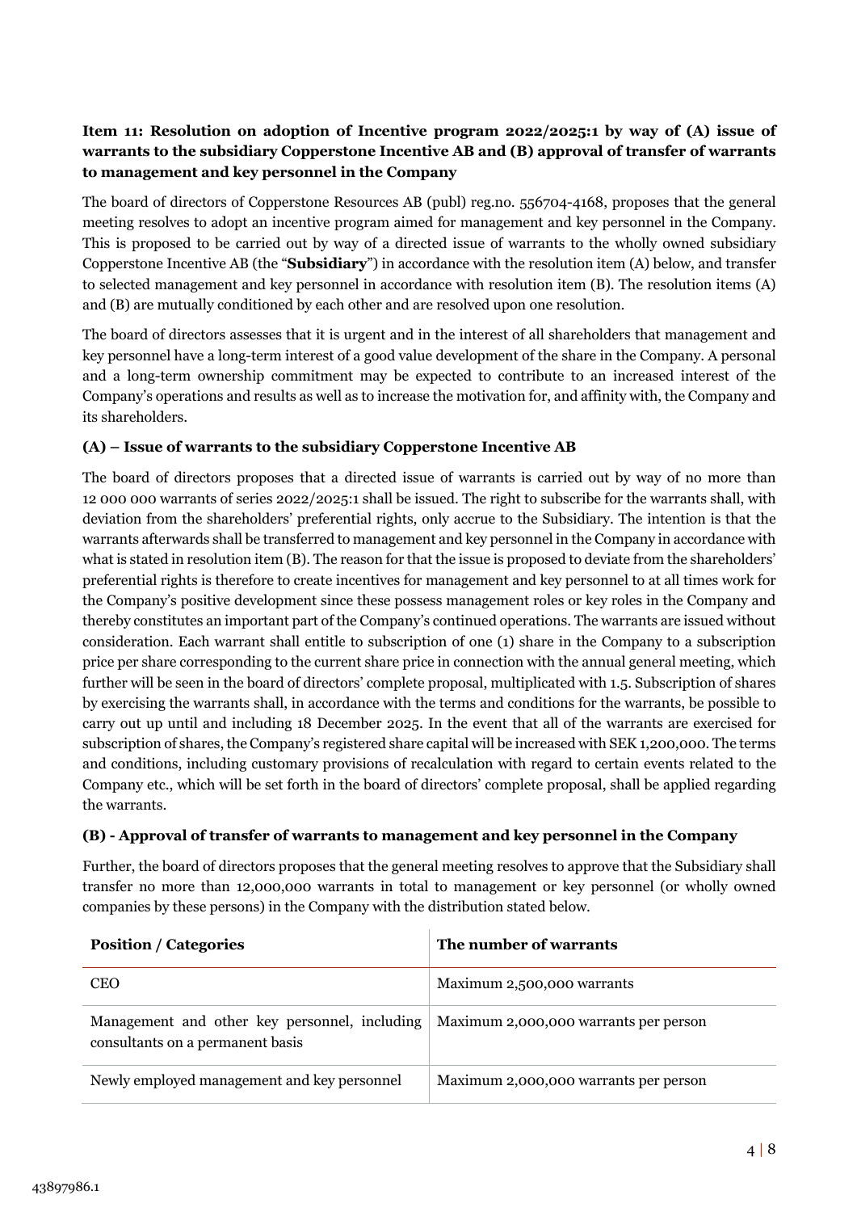**Item 11: Resolution on adoption of Incentive program 2022/2025:1 by way of (A) issue of warrants to the subsidiary Copperstone Incentive AB and (B) approval of transfer of warrants to management and key personnel in the Company**

The board of directors of Copperstone Resources AB (publ) reg.no. 556704-4168, proposes that the general meeting resolves to adopt an incentive program aimed for management and key personnel in the Company. This is proposed to be carried out by way of a directed issue of warrants to the wholly owned subsidiary Copperstone Incentive AB (the "**Subsidiary**") in accordance with the resolution item (A) below, and transfer to selected management and key personnel in accordance with resolution item (B). The resolution items (A) and (B) are mutually conditioned by each other and are resolved upon one resolution.

The board of directors assesses that it is urgent and in the interest of all shareholders that management and key personnel have a long-term interest of a good value development of the share in the Company. A personal and a long-term ownership commitment may be expected to contribute to an increased interest of the Company's operations and results as well as to increase the motivation for, and affinity with, the Company and its shareholders.

**(A) – Issue of warrants to the subsidiary Copperstone Incentive AB**

The board of directors proposes that a directed issue of warrants is carried out by way of no more than 12 000 000 warrants of series 2022/2025:1 shall be issued. The right to subscribe for the warrants shall, with deviation from the shareholders' preferential rights, only accrue to the Subsidiary. The intention is that the warrants afterwards shall be transferred to management and key personnel in the Company in accordance with what is stated in resolution item (B). The reason for that the issue is proposed to deviate from the shareholders' preferential rights is therefore to create incentives for management and key personnel to at all times work for the Company's positive development since these possess management roles or key roles in the Company and thereby constitutes an important part of the Company's continued operations. The warrants are issued without consideration. Each warrant shall entitle to subscription of one (1) share in the Company to a subscription price per share corresponding to the current share price in connection with the annual general meeting, which further will be seen in the board of directors' complete proposal, multiplicated with 1.5. Subscription of shares by exercising the warrants shall, in accordance with the terms and conditions for the warrants, be possible to carry out up until and including 18 December 2025. In the event that all of the warrants are exercised for subscription of shares, the Company's registered share capital will be increased with SEK 1,200,000. The terms and conditions, including customary provisions of recalculation with regard to certain events related to the Company etc., which will be set forth in the board of directors' complete proposal, shall be applied regarding the warrants.

**(B) - Approval of transfer of warrants to management and key personnel in the Company**

Further, the board of directors proposes that the general meeting resolves to approve that the Subsidiary shall transfer no more than 12,000,000 warrants in total to management or key personnel (or wholly owned companies by these persons) in the Company with the distribution stated below.

| Position / Categories | The number of warrants |
| --- | --- |
| CEO | Maximum 2,500,000 warrants |
| Management and other key personnel, including consultants on a permanent basis | Maximum 2,000,000 warrants per person |
| Newly employed management and key personnel | Maximum 2,000,000 warrants per person |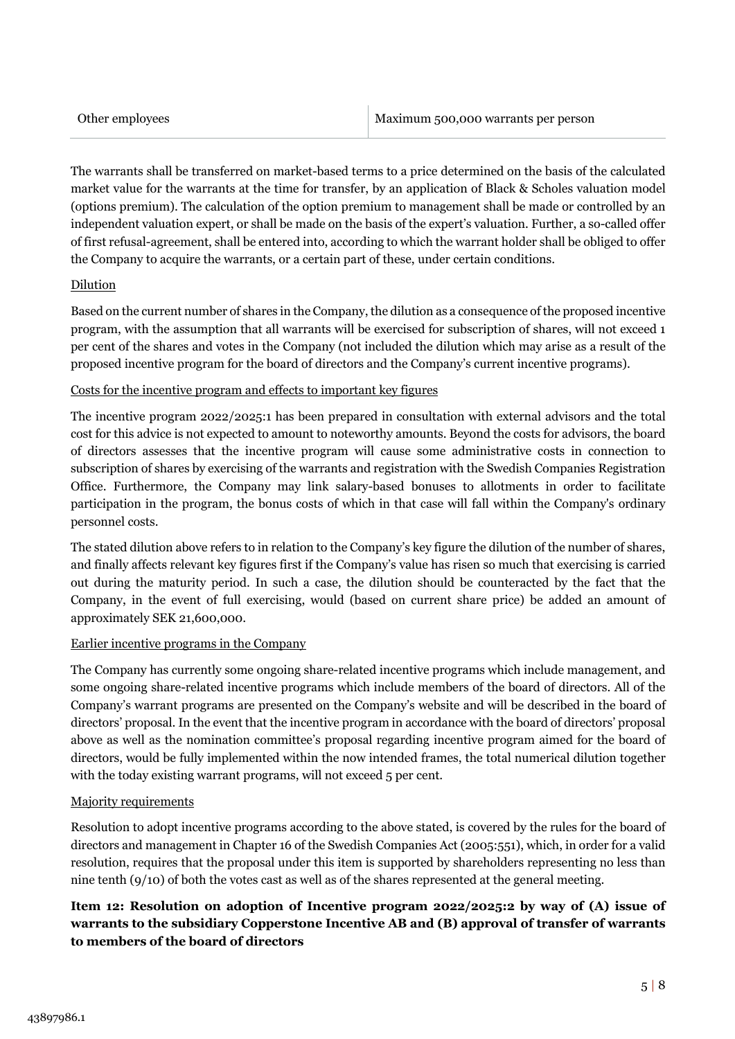| Other employees | Maximum 500,000 warrants per person |
| --- | --- |

The warrants shall be transferred on market-based terms to a price determined on the basis of the calculated market value for the warrants at the time for transfer, by an application of Black & Scholes valuation model (options premium). The calculation of the option premium to management shall be made or controlled by an independent valuation expert, or shall be made on the basis of the expert's valuation. Further, a so-called offer of first refusal-agreement, shall be entered into, according to which the warrant holder shall be obliged to offer the Company to acquire the warrants, or a certain part of these, under certain conditions.

Dilution

Based on the current number of shares in the Company, the dilution as a consequence of the proposed incentive program, with the assumption that all warrants will be exercised for subscription of shares, will not exceed 1 per cent of the shares and votes in the Company (not included the dilution which may arise as a result of the proposed incentive program for the board of directors and the Company's current incentive programs).

Costs for the incentive program and effects to important key figures

The incentive program 2022/2025:1 has been prepared in consultation with external advisors and the total cost for this advice is not expected to amount to noteworthy amounts. Beyond the costs for advisors, the board of directors assesses that the incentive program will cause some administrative costs in connection to subscription of shares by exercising of the warrants and registration with the Swedish Companies Registration Office. Furthermore, the Company may link salary-based bonuses to allotments in order to facilitate participation in the program, the bonus costs of which in that case will fall within the Company's ordinary personnel costs.

The stated dilution above refers to in relation to the Company's key figure the dilution of the number of shares, and finally affects relevant key figures first if the Company's value has risen so much that exercising is carried out during the maturity period. In such a case, the dilution should be counteracted by the fact that the Company, in the event of full exercising, would (based on current share price) be added an amount of approximately SEK 21,600,000.

Earlier incentive programs in the Company

The Company has currently some ongoing share-related incentive programs which include management, and some ongoing share-related incentive programs which include members of the board of directors. All of the Company's warrant programs are presented on the Company's website and will be described in the board of directors' proposal. In the event that the incentive program in accordance with the board of directors' proposal above as well as the nomination committee's proposal regarding incentive program aimed for the board of directors, would be fully implemented within the now intended frames, the total numerical dilution together with the today existing warrant programs, will not exceed 5 per cent.

Majority requirements

Resolution to adopt incentive programs according to the above stated, is covered by the rules for the board of directors and management in Chapter 16 of the Swedish Companies Act (2005:551), which, in order for a valid resolution, requires that the proposal under this item is supported by shareholders representing no less than nine tenth (9/10) of both the votes cast as well as of the shares represented at the general meeting.

**Item 12: Resolution on adoption of Incentive program 2022/2025:2 by way of (A) issue of warrants to the subsidiary Copperstone Incentive AB and (B) approval of transfer of warrants to members of the board of directors**

43897986.1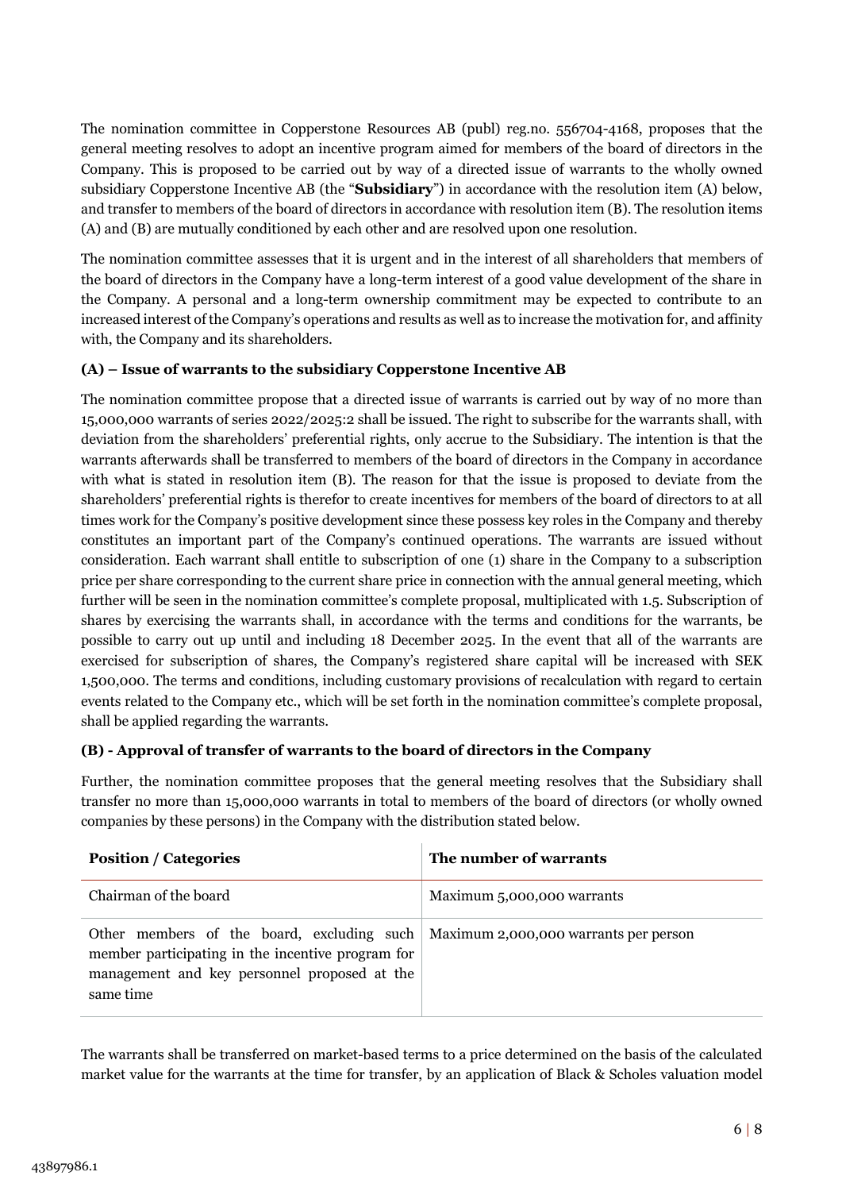The nomination committee in Copperstone Resources AB (publ) reg.no. 556704-4168, proposes that the general meeting resolves to adopt an incentive program aimed for members of the board of directors in the Company. This is proposed to be carried out by way of a directed issue of warrants to the wholly owned subsidiary Copperstone Incentive AB (the "**Subsidiary**") in accordance with the resolution item (A) below, and transfer to members of the board of directors in accordance with resolution item (B). The resolution items (A) and (B) are mutually conditioned by each other and are resolved upon one resolution.

The nomination committee assesses that it is urgent and in the interest of all shareholders that members of the board of directors in the Company have a long-term interest of a good value development of the share in the Company. A personal and a long-term ownership commitment may be expected to contribute to an increased interest of the Company's operations and results as well as to increase the motivation for, and affinity with, the Company and its shareholders.

### (A) – Issue of warrants to the subsidiary Copperstone Incentive AB

The nomination committee propose that a directed issue of warrants is carried out by way of no more than 15,000,000 warrants of series 2022/2025:2 shall be issued. The right to subscribe for the warrants shall, with deviation from the shareholders' preferential rights, only accrue to the Subsidiary. The intention is that the warrants afterwards shall be transferred to members of the board of directors in the Company in accordance with what is stated in resolution item (B). The reason for that the issue is proposed to deviate from the shareholders' preferential rights is therefor to create incentives for members of the board of directors to at all times work for the Company's positive development since these possess key roles in the Company and thereby constitutes an important part of the Company's continued operations. The warrants are issued without consideration. Each warrant shall entitle to subscription of one (1) share in the Company to a subscription price per share corresponding to the current share price in connection with the annual general meeting, which further will be seen in the nomination committee's complete proposal, multiplicated with 1.5. Subscription of shares by exercising the warrants shall, in accordance with the terms and conditions for the warrants, be possible to carry out up until and including 18 December 2025. In the event that all of the warrants are exercised for subscription of shares, the Company's registered share capital will be increased with SEK 1,500,000. The terms and conditions, including customary provisions of recalculation with regard to certain events related to the Company etc., which will be set forth in the nomination committee's complete proposal, shall be applied regarding the warrants.

### (B) - Approval of transfer of warrants to the board of directors in the Company

Further, the nomination committee proposes that the general meeting resolves that the Subsidiary shall transfer no more than 15,000,000 warrants in total to members of the board of directors (or wholly owned companies by these persons) in the Company with the distribution stated below.

| Position / Categories | The number of warrants |
|---|---|
| Chairman of the board | Maximum 5,000,000 warrants |
| Other members of the board, excluding such member participating in the incentive program for management and key personnel proposed at the same time | Maximum 2,000,000 warrants per person |

The warrants shall be transferred on market-based terms to a price determined on the basis of the calculated market value for the warrants at the time for transfer, by an application of Black & Scholes valuation model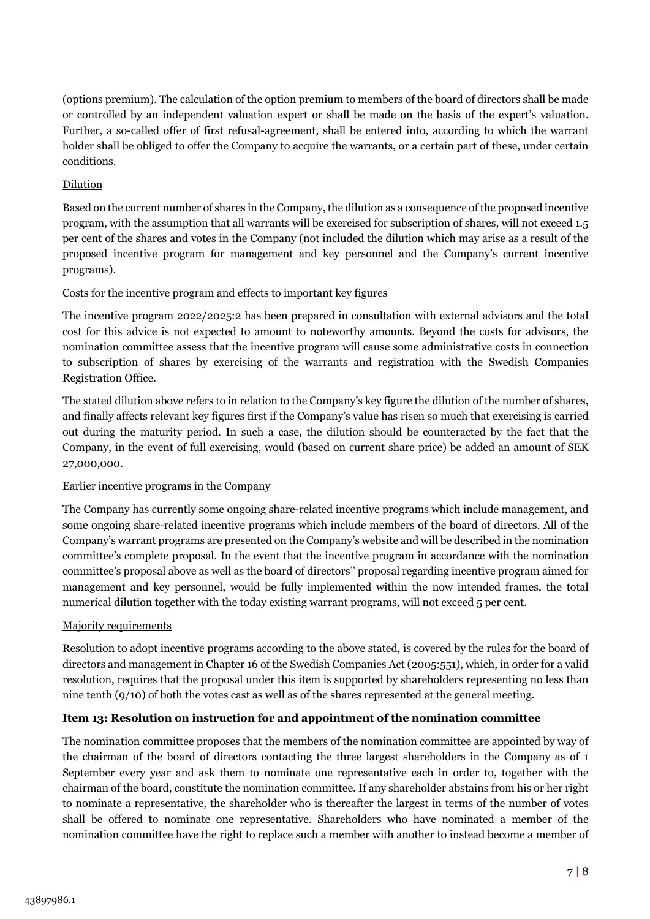(options premium). The calculation of the option premium to members of the board of directors shall be made or controlled by an independent valuation expert or shall be made on the basis of the expert's valuation. Further, a so-called offer of first refusal-agreement, shall be entered into, according to which the warrant holder shall be obliged to offer the Company to acquire the warrants, or a certain part of these, under certain conditions.

Dilution

Based on the current number of shares in the Company, the dilution as a consequence of the proposed incentive program, with the assumption that all warrants will be exercised for subscription of shares, will not exceed 1.5 per cent of the shares and votes in the Company (not included the dilution which may arise as a result of the proposed incentive program for management and key personnel and the Company's current incentive programs).

Costs for the incentive program and effects to important key figures

The incentive program 2022/2025:2 has been prepared in consultation with external advisors and the total cost for this advice is not expected to amount to noteworthy amounts. Beyond the costs for advisors, the nomination committee assess that the incentive program will cause some administrative costs in connection to subscription of shares by exercising of the warrants and registration with the Swedish Companies Registration Office.

The stated dilution above refers to in relation to the Company's key figure the dilution of the number of shares, and finally affects relevant key figures first if the Company's value has risen so much that exercising is carried out during the maturity period. In such a case, the dilution should be counteracted by the fact that the Company, in the event of full exercising, would (based on current share price) be added an amount of SEK 27,000,000.

Earlier incentive programs in the Company

The Company has currently some ongoing share-related incentive programs which include management, and some ongoing share-related incentive programs which include members of the board of directors. All of the Company's warrant programs are presented on the Company's website and will be described in the nomination committee's complete proposal. In the event that the incentive program in accordance with the nomination committee's proposal above as well as the board of directors'' proposal regarding incentive program aimed for management and key personnel, would be fully implemented within the now intended frames, the total numerical dilution together with the today existing warrant programs, will not exceed 5 per cent.

Majority requirements

Resolution to adopt incentive programs according to the above stated, is covered by the rules for the board of directors and management in Chapter 16 of the Swedish Companies Act (2005:551), which, in order for a valid resolution, requires that the proposal under this item is supported by shareholders representing no less than nine tenth (9/10) of both the votes cast as well as of the shares represented at the general meeting.

**Item 13: Resolution on instruction for and appointment of the nomination committee**

The nomination committee proposes that the members of the nomination committee are appointed by way of the chairman of the board of directors contacting the three largest shareholders in the Company as of 1 September every year and ask them to nominate one representative each in order to, together with the chairman of the board, constitute the nomination committee. If any shareholder abstains from his or her right to nominate a representative, the shareholder who is thereafter the largest in terms of the number of votes shall be offered to nominate one representative. Shareholders who have nominated a member of the nomination committee have the right to replace such a member with another to instead become a member of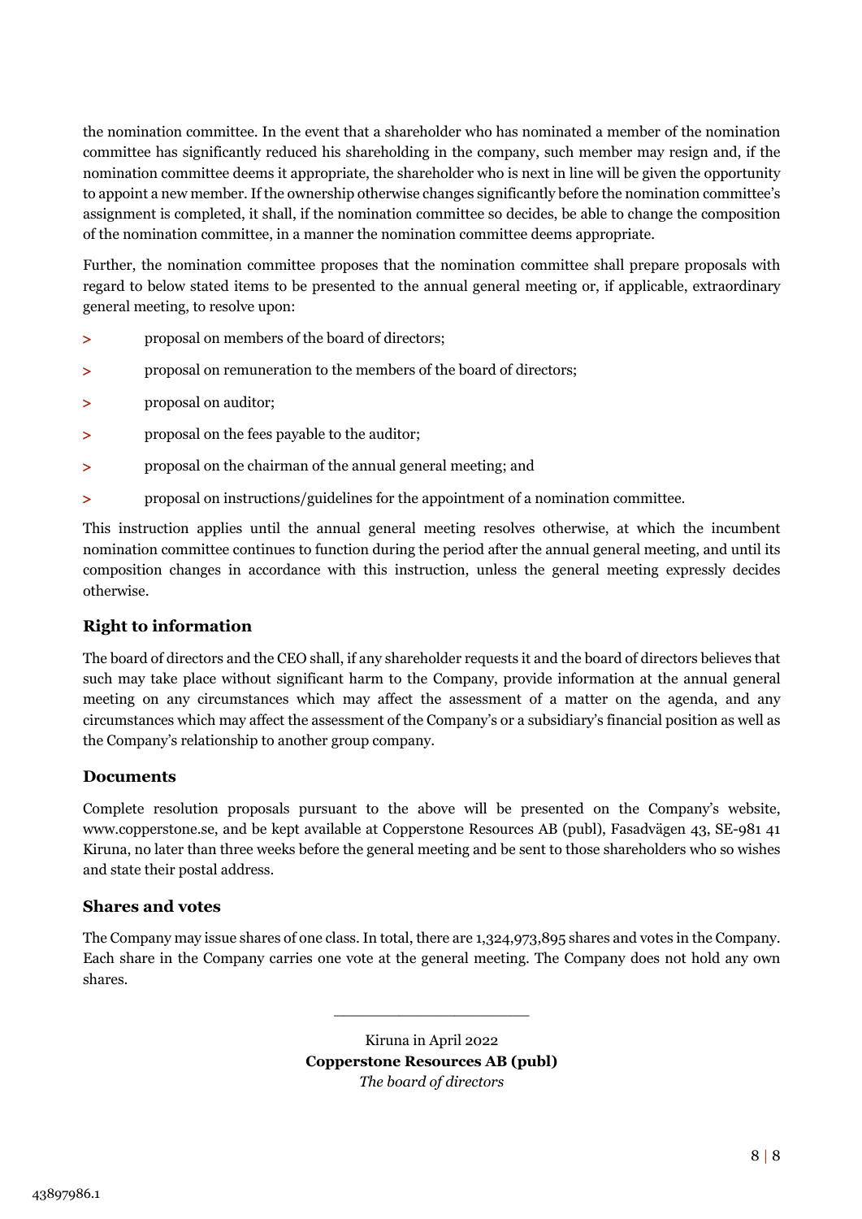the nomination committee. In the event that a shareholder who has nominated a member of the nomination committee has significantly reduced his shareholding in the company, such member may resign and, if the nomination committee deems it appropriate, the shareholder who is next in line will be given the opportunity to appoint a new member. If the ownership otherwise changes significantly before the nomination committee's assignment is completed, it shall, if the nomination committee so decides, be able to change the composition of the nomination committee, in a manner the nomination committee deems appropriate.

Further, the nomination committee proposes that the nomination committee shall prepare proposals with regard to below stated items to be presented to the annual general meeting or, if applicable, extraordinary general meeting, to resolve upon:

- proposal on members of the board of directors;
- proposal on remuneration to the members of the board of directors;
- proposal on auditor;
- proposal on the fees payable to the auditor;
- proposal on the chairman of the annual general meeting; and
- proposal on instructions/guidelines for the appointment of a nomination committee.

This instruction applies until the annual general meeting resolves otherwise, at which the incumbent nomination committee continues to function during the period after the annual general meeting, and until its composition changes in accordance with this instruction, unless the general meeting expressly decides otherwise.

## Right to information

The board of directors and the CEO shall, if any shareholder requests it and the board of directors believes that such may take place without significant harm to the Company, provide information at the annual general meeting on any circumstances which may affect the assessment of a matter on the agenda, and any circumstances which may affect the assessment of the Company's or a subsidiary's financial position as well as the Company's relationship to another group company.

## Documents

Complete resolution proposals pursuant to the above will be presented on the Company's website, www.copperstone.se, and be kept available at Copperstone Resources AB (publ), Fasadvägen 43, SE-981 41 Kiruna, no later than three weeks before the general meeting and be sent to those shareholders who so wishes and state their postal address.

## Shares and votes

The Company may issue shares of one class. In total, there are 1,324,973,895 shares and votes in the Company. Each share in the Company carries one vote at the general meeting. The Company does not hold any own shares.

---

Kiruna in April 2022
**Copperstone Resources AB (publ)**
*The board of directors*

43897986.1